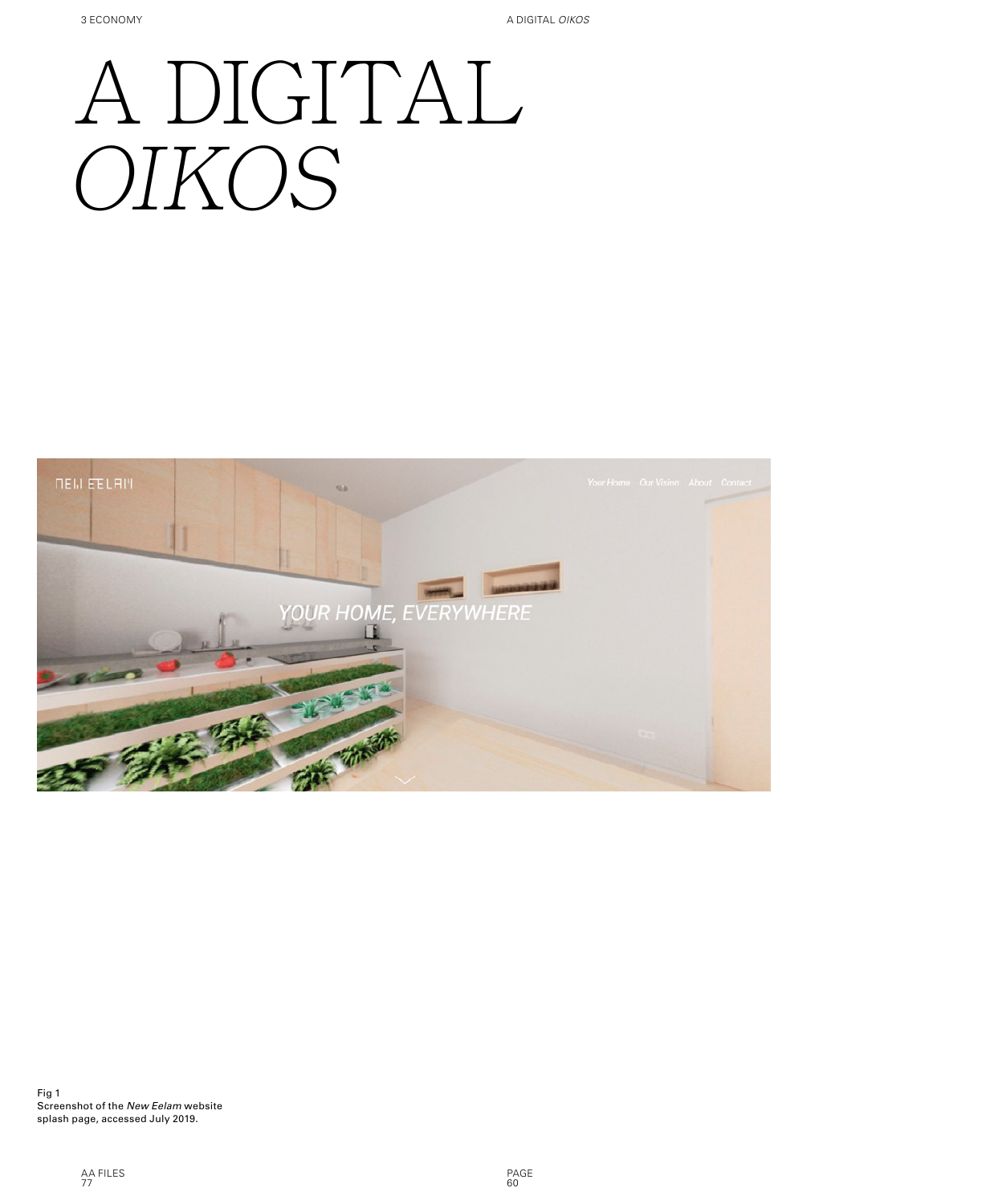# A DIGITAL *OIKOS*

Fig 1
Screenshot of the *New Eelam* website splash page, accessed July 2019.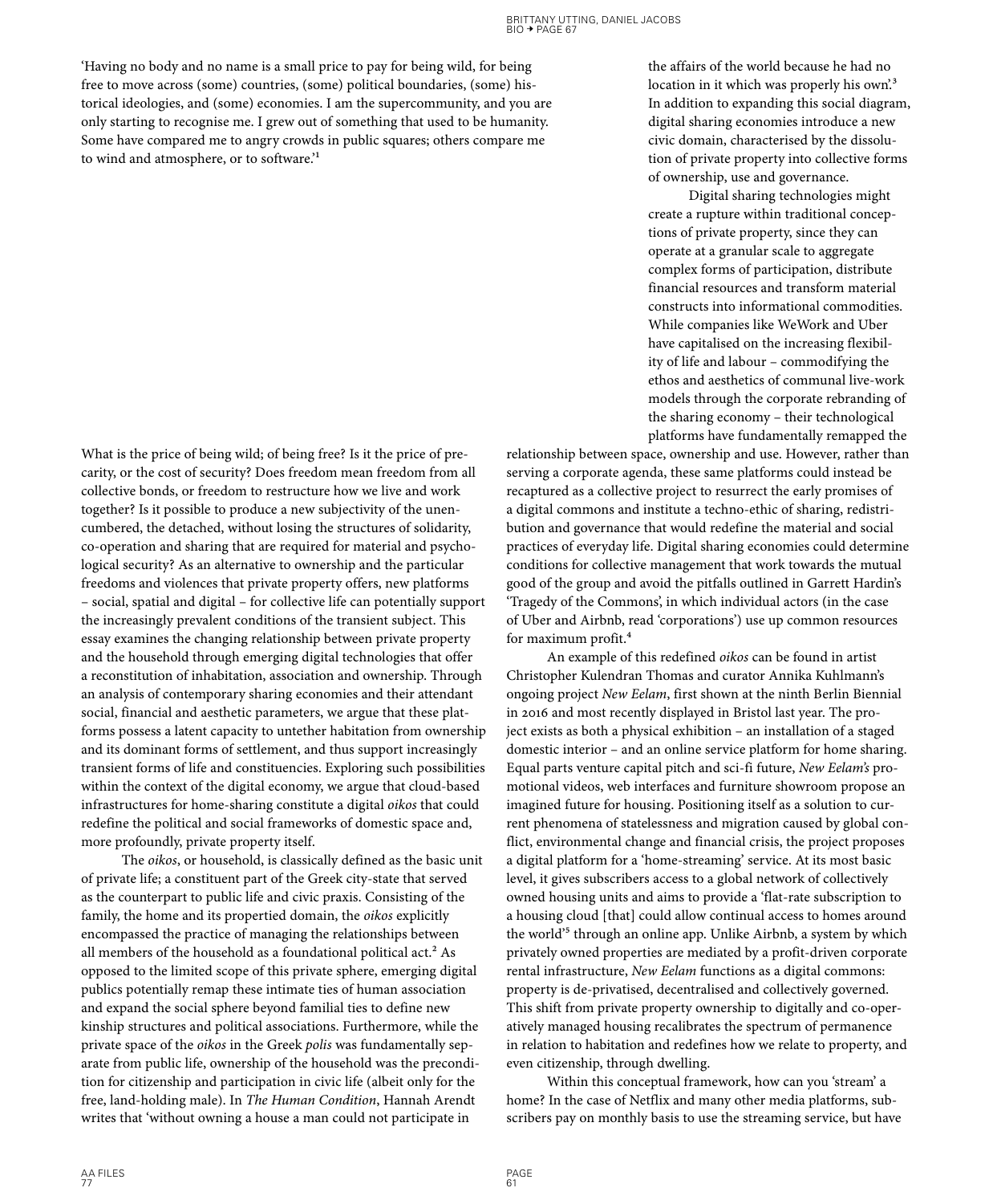'Having no body and no name is a small price to pay for being wild, for being free to move across (some) countries, (some) political boundaries, (some) historical ideologies, and (some) economies. I am the supercommunity, and you are only starting to recognise me. I grew out of something that used to be humanity. Some have compared me to angry crowds in public squares; others compare me to wind and atmosphere, or to software.'[1]

What is the price of being wild; of being free? Is it the price of precarity, or the cost of security? Does freedom mean freedom from all collective bonds, or freedom to restructure how we live and work together? Is it possible to produce a new subjectivity of the unencumbered, the detached, without losing the structures of solidarity, co-operation and sharing that are required for material and psychological security? As an alternative to ownership and the particular freedoms and violences that private property offers, new platforms – social, spatial and digital – for collective life can potentially support the increasingly prevalent conditions of the transient subject. This essay examines the changing relationship between private property and the household through emerging digital technologies that offer a reconstitution of inhabitation, association and ownership. Through an analysis of contemporary sharing economies and their attendant social, financial and aesthetic parameters, we argue that these platforms possess a latent capacity to untether habitation from ownership and its dominant forms of settlement, and thus support increasingly transient forms of life and constituencies. Exploring such possibilities within the context of the digital economy, we argue that cloud-based infrastructures for home-sharing constitute a digital *oikos* that could redefine the political and social frameworks of domestic space and, more profoundly, private property itself.

The *oikos*, or household, is classically defined as the basic unit of private life; a constituent part of the Greek city-state that served as the counterpart to public life and civic praxis. Consisting of the family, the home and its propertied domain, the *oikos* explicitly encompassed the practice of managing the relationships between all members of the household as a foundational political act.[2] As opposed to the limited scope of this private sphere, emerging digital publics potentially remap these intimate ties of human association and expand the social sphere beyond familial ties to define new kinship structures and political associations. Furthermore, while the private space of the *oikos* in the Greek *polis* was fundamentally separate from public life, ownership of the household was the precondition for citizenship and participation in civic life (albeit only for the free, land-holding male). In *The Human Condition*, Hannah Arendt writes that 'without owning a house a man could not participate in the affairs of the world because he had no location in it which was properly his own'.[3] In addition to expanding this social diagram, digital sharing economies introduce a new civic domain, characterised by the dissolution of private property into collective forms of ownership, use and governance.

Digital sharing technologies might create a rupture within traditional conceptions of private property, since they can operate at a granular scale to aggregate complex forms of participation, distribute financial resources and transform material constructs into informational commodities. While companies like WeWork and Uber have capitalised on the increasing flexibility of life and labour – commodifying the ethos and aesthetics of communal live-work models through the corporate rebranding of the sharing economy – their technological platforms have fundamentally remapped the relationship between space, ownership and use. However, rather than serving a corporate agenda, these same platforms could instead be recaptured as a collective project to resurrect the early promises of a digital commons and institute a techno-ethic of sharing, redistribution and governance that would redefine the material and social practices of everyday life. Digital sharing economies could determine conditions for collective management that work towards the mutual good of the group and avoid the pitfalls outlined in Garrett Hardin's 'Tragedy of the Commons', in which individual actors (in the case of Uber and Airbnb, read 'corporations') use up common resources for maximum profit.[4]

An example of this redefined *oikos* can be found in artist Christopher Kulendran Thomas and curator Annika Kuhlmann's ongoing project *New Eelam*, first shown at the ninth Berlin Biennial in 2016 and most recently displayed in Bristol last year. The project exists as both a physical exhibition – an installation of a staged domestic interior – and an online service platform for home sharing. Equal parts venture capital pitch and sci-fi future, *New Eelam's* promotional videos, web interfaces and furniture showroom propose an imagined future for housing. Positioning itself as a solution to current phenomena of statelessness and migration caused by global conflict, environmental change and financial crisis, the project proposes a digital platform for a 'home-streaming' service. At its most basic level, it gives subscribers access to a global network of collectively owned housing units and aims to provide a 'flat-rate subscription to a housing cloud [that] could allow continual access to homes around the world'[5] through an online app. Unlike Airbnb, a system by which privately owned properties are mediated by a profit-driven corporate rental infrastructure, *New Eelam* functions as a digital commons: property is de-privatised, decentralised and collectively governed. This shift from private property ownership to digitally and co-operatively managed housing recalibrates the spectrum of permanence in relation to habitation and redefines how we relate to property, and even citizenship, through dwelling.

Within this conceptual framework, how can you 'stream' a home? In the case of Netflix and many other media platforms, subscribers pay on monthly basis to use the streaming service, but have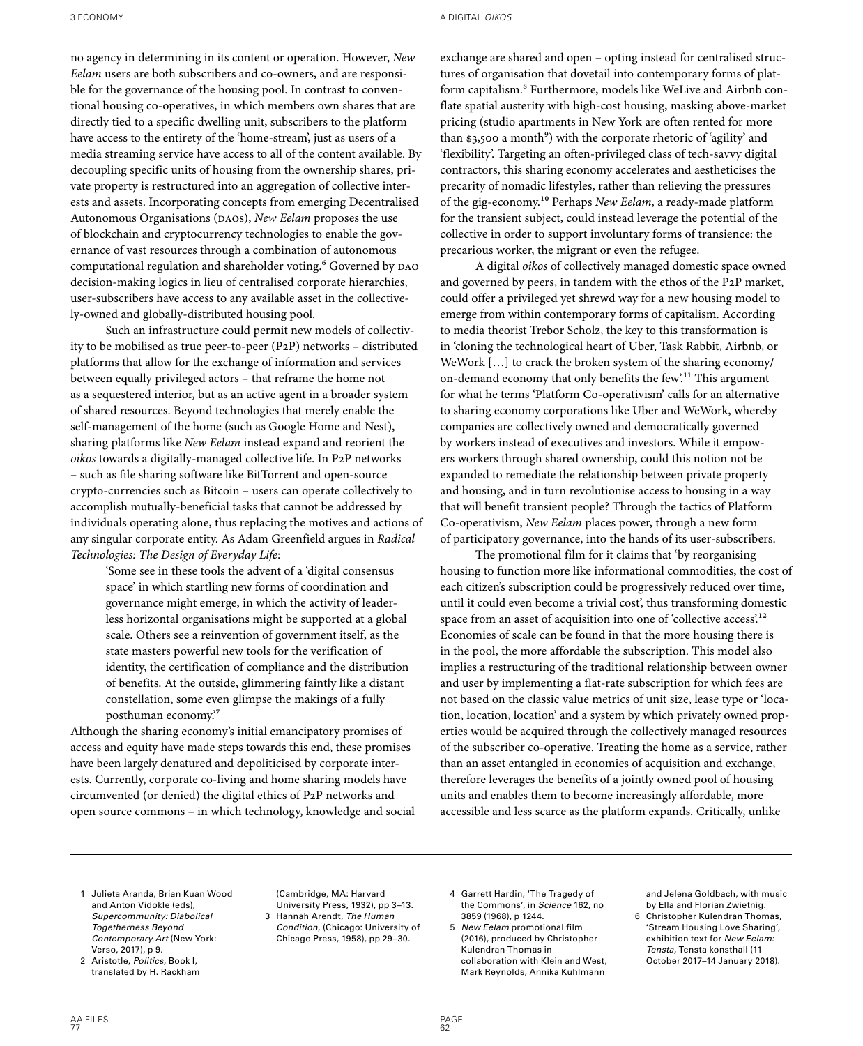no agency in determining in its content or operation. However, *New Eelam* users are both subscribers and co-owners, and are responsible for the governance of the housing pool. In contrast to conventional housing co-operatives, in which members own shares that are directly tied to a specific dwelling unit, subscribers to the platform have access to the entirety of the 'home-stream', just as users of a media streaming service have access to all of the content available. By decoupling specific units of housing from the ownership shares, private property is restructured into an aggregation of collective interests and assets. Incorporating concepts from emerging Decentralised Autonomous Organisations (DAOs), *New Eelam* proposes the use of blockchain and cryptocurrency technologies to enable the governance of vast resources through a combination of autonomous computational regulation and shareholder voting.[6] Governed by DAO decision-making logics in lieu of centralised corporate hierarchies, user-subscribers have access to any available asset in the collectively-owned and globally-distributed housing pool.

Such an infrastructure could permit new models of collectivity to be mobilised as true peer-to-peer (P2P) networks – distributed platforms that allow for the exchange of information and services between equally privileged actors – that reframe the home not as a sequestered interior, but as an active agent in a broader system of shared resources. Beyond technologies that merely enable the self-management of the home (such as Google Home and Nest), sharing platforms like *New Eelam* instead expand and reorient the *oikos* towards a digitally-managed collective life. In P2P networks – such as file sharing software like BitTorrent and open-source crypto-currencies such as Bitcoin – users can operate collectively to accomplish mutually-beneficial tasks that cannot be addressed by individuals operating alone, thus replacing the motives and actions of any singular corporate entity. As Adam Greenfield argues in *Radical Technologies: The Design of Everyday Life*:

> 'Some see in these tools the advent of a 'digital consensus space' in which startling new forms of coordination and governance might emerge, in which the activity of leaderless horizontal organisations might be supported at a global scale. Others see a reinvention of government itself, as the state masters powerful new tools for the verification of identity, the certification of compliance and the distribution of benefits. At the outside, glimmering faintly like a distant constellation, some even glimpse the makings of a fully posthuman economy.'[7]

Although the sharing economy's initial emancipatory promises of access and equity have made steps towards this end, these promises have been largely denatured and depoliticised by corporate interests. Currently, corporate co-living and home sharing models have circumvented (or denied) the digital ethics of P2P networks and open source commons – in which technology, knowledge and social exchange are shared and open – opting instead for centralised structures of organisation that dovetail into contemporary forms of platform capitalism.[8] Furthermore, models like WeLive and Airbnb conflate spatial austerity with high-cost housing, masking above-market pricing (studio apartments in New York are often rented for more than $3,500 a month[9]) with the corporate rhetoric of 'agility' and 'flexibility'. Targeting an often-privileged class of tech-savvy digital contractors, this sharing economy accelerates and aestheticises the precarity of nomadic lifestyles, rather than relieving the pressures of the gig-economy.[10] Perhaps *New Eelam*, a ready-made platform for the transient subject, could instead leverage the potential of the collective in order to support involuntary forms of transience: the precarious worker, the migrant or even the refugee.

A digital *oikos* of collectively managed domestic space owned and governed by peers, in tandem with the ethos of the P2P market, could offer a privileged yet shrewd way for a new housing model to emerge from within contemporary forms of capitalism. According to media theorist Trebor Scholz, the key to this transformation is in 'cloning the technological heart of Uber, Task Rabbit, Airbnb, or WeWork […] to crack the broken system of the sharing economy/on-demand economy that only benefits the few'.[11] This argument for what he terms 'Platform Co-operativism' calls for an alternative to sharing economy corporations like Uber and WeWork, whereby companies are collectively owned and democratically governed by workers instead of executives and investors. While it empowers workers through shared ownership, could this notion not be expanded to remediate the relationship between private property and housing, and in turn revolutionise access to housing in a way that will benefit transient people? Through the tactics of Platform Co-operativism, *New Eelam* places power, through a new form of participatory governance, into the hands of its user-subscribers.

The promotional film for it claims that 'by reorganising housing to function more like informational commodities, the cost of each citizen's subscription could be progressively reduced over time, until it could even become a trivial cost', thus transforming domestic space from an asset of acquisition into one of 'collective access'.[12] Economies of scale can be found in that the more housing there is in the pool, the more affordable the subscription. This model also implies a restructuring of the traditional relationship between owner and user by implementing a flat-rate subscription for which fees are not based on the classic value metrics of unit size, lease type or 'location, location, location' and a system by which privately owned properties would be acquired through the collectively managed resources of the subscriber co-operative. Treating the home as a service, rather than an asset entangled in economies of acquisition and exchange, therefore leverages the benefits of a jointly owned pool of housing units and enables them to become increasingly affordable, more accessible and less scarce as the platform expands. Critically, unlike

---

1. Julieta Aranda, Brian Kuan Wood and Anton Vidokle (eds), *Supercommunity: Diabolical Togetherness Beyond Contemporary Art* (New York: Verso, 2017), p 9.
2. Aristotle, *Politics*, Book I, translated by H. Rackham (Cambridge, MA: Harvard University Press, 1932), pp 3–13.
3. Hannah Arendt, *The Human Condition*, (Chicago: University of Chicago Press, 1958), pp 29–30.
4. Garrett Hardin, 'The Tragedy of the Commons', in *Science* 162, no 3859 (1968), p 1244.
5. *New Eelam* promotional film (2016), produced by Christopher Kulendran Thomas in collaboration with Klein and West, Mark Reynolds, Annika Kuhlmann and Jelena Goldbach, with music by Ella and Florian Zwietnig.
6. Christopher Kulendran Thomas, 'Stream Housing Love Sharing', exhibition text for *New Eelam: Tensta*, Tensta konsthall (11 October 2017–14 January 2018).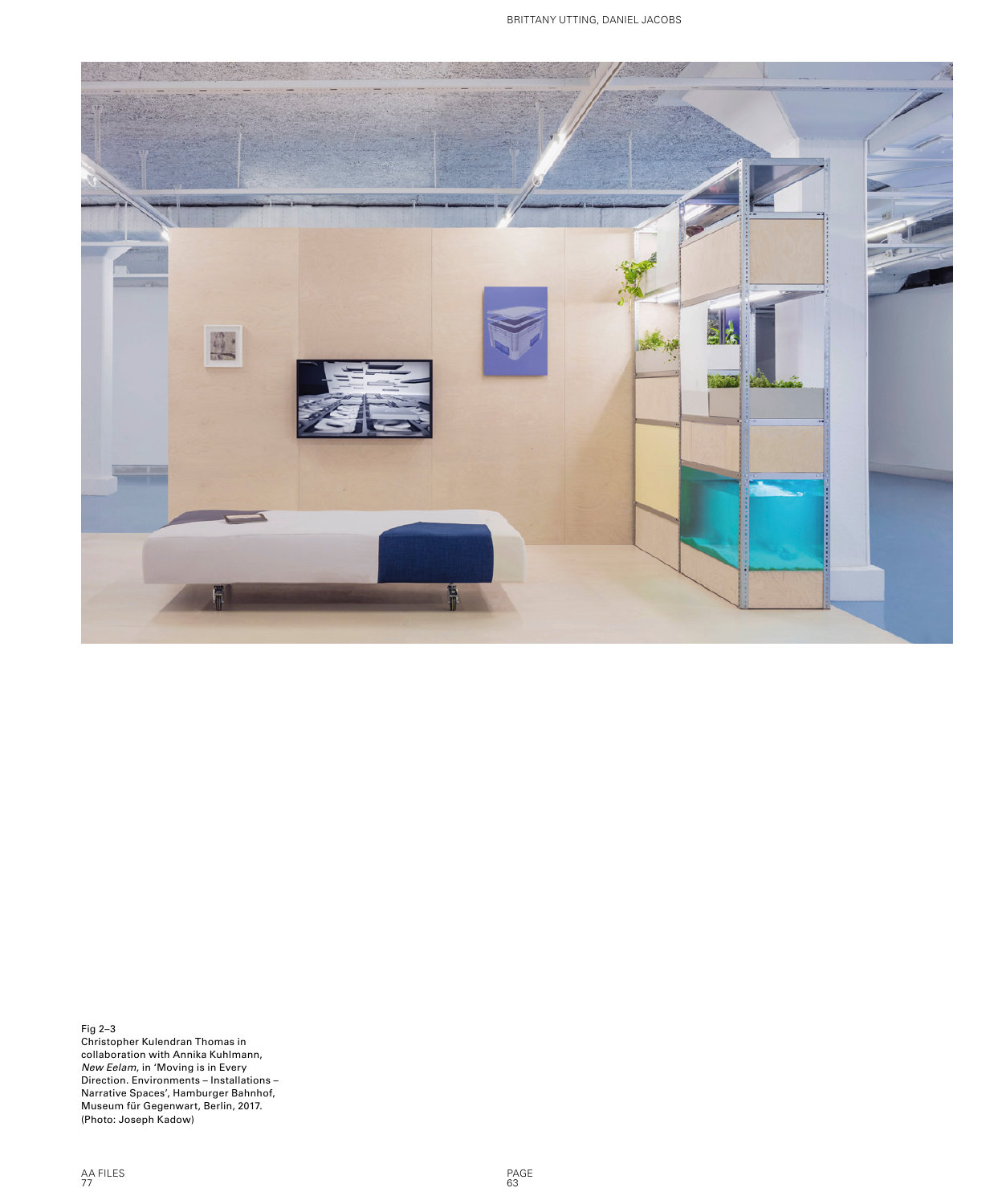Fig 2–3
Christopher Kulendran Thomas in collaboration with Annika Kuhlmann, *New Eelam*, in 'Moving is in Every Direction. Environments – Installations – Narrative Spaces', Hamburger Bahnhof, Museum für Gegenwart, Berlin, 2017. (Photo: Joseph Kadow)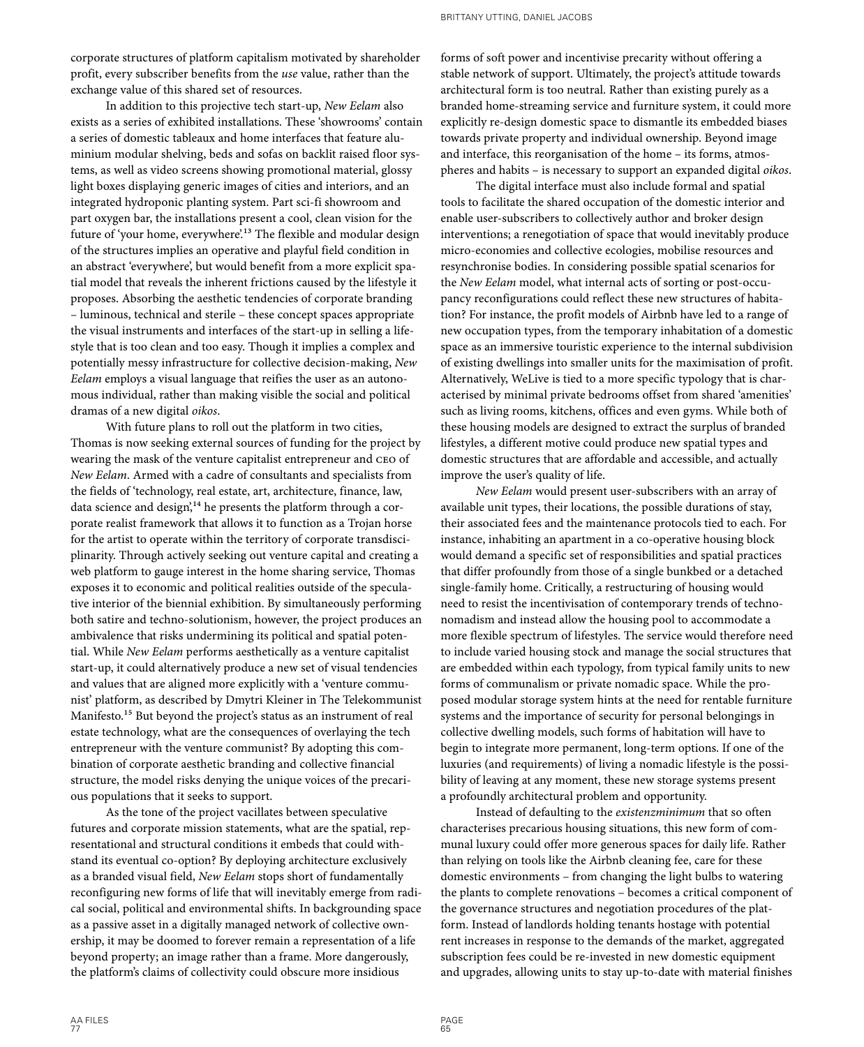corporate structures of platform capitalism motivated by shareholder profit, every subscriber benefits from the *use* value, rather than the exchange value of this shared set of resources.

In addition to this projective tech start-up, *New Eelam* also exists as a series of exhibited installations. These 'showrooms' contain a series of domestic tableaux and home interfaces that feature aluminium modular shelving, beds and sofas on backlit raised floor systems, as well as video screens showing promotional material, glossy light boxes displaying generic images of cities and interiors, and an integrated hydroponic planting system. Part sci-fi showroom and part oxygen bar, the installations present a cool, clean vision for the future of 'your home, everywhere'.[13] The flexible and modular design of the structures implies an operative and playful field condition in an abstract 'everywhere', but would benefit from a more explicit spatial model that reveals the inherent frictions caused by the lifestyle it proposes. Absorbing the aesthetic tendencies of corporate branding – luminous, technical and sterile – these concept spaces appropriate the visual instruments and interfaces of the start-up in selling a lifestyle that is too clean and too easy. Though it implies a complex and potentially messy infrastructure for collective decision-making, *New Eelam* employs a visual language that reifies the user as an autonomous individual, rather than making visible the social and political dramas of a new digital *oikos*.

With future plans to roll out the platform in two cities, Thomas is now seeking external sources of funding for the project by wearing the mask of the venture capitalist entrepreneur and CEO of *New Eelam*. Armed with a cadre of consultants and specialists from the fields of 'technology, real estate, art, architecture, finance, law, data science and design',[14] he presents the platform through a corporate realist framework that allows it to function as a Trojan horse for the artist to operate within the territory of corporate transdisciplinarity. Through actively seeking out venture capital and creating a web platform to gauge interest in the home sharing service, Thomas exposes it to economic and political realities outside of the speculative interior of the biennial exhibition. By simultaneously performing both satire and techno-solutionism, however, the project produces an ambivalence that risks undermining its political and spatial potential. While *New Eelam* performs aesthetically as a venture capitalist start-up, it could alternatively produce a new set of visual tendencies and values that are aligned more explicitly with a 'venture communist' platform, as described by Dmytri Kleiner in The Telekommunist Manifesto.[15] But beyond the project's status as an instrument of real estate technology, what are the consequences of overlaying the tech entrepreneur with the venture communist? By adopting this combination of corporate aesthetic branding and collective financial structure, the model risks denying the unique voices of the precarious populations that it seeks to support.

As the tone of the project vacillates between speculative futures and corporate mission statements, what are the spatial, representational and structural conditions it embeds that could withstand its eventual co-option? By deploying architecture exclusively as a branded visual field, *New Eelam* stops short of fundamentally reconfiguring new forms of life that will inevitably emerge from radical social, political and environmental shifts. In backgrounding space as a passive asset in a digitally managed network of collective ownership, it may be doomed to forever remain a representation of a life beyond property; an image rather than a frame. More dangerously, the platform's claims of collectivity could obscure more insidious forms of soft power and incentivise precarity without offering a stable network of support. Ultimately, the project's attitude towards architectural form is too neutral. Rather than existing purely as a branded home-streaming service and furniture system, it could more explicitly re-design domestic space to dismantle its embedded biases towards private property and individual ownership. Beyond image and interface, this reorganisation of the home – its forms, atmospheres and habits – is necessary to support an expanded digital *oikos*.

The digital interface must also include formal and spatial tools to facilitate the shared occupation of the domestic interior and enable user-subscribers to collectively author and broker design interventions; a renegotiation of space that would inevitably produce micro-economies and collective ecologies, mobilise resources and resynchronise bodies. In considering possible spatial scenarios for the *New Eelam* model, what internal acts of sorting or post-occupancy reconfigurations could reflect these new structures of habitation? For instance, the profit models of Airbnb have led to a range of new occupation types, from the temporary inhabitation of a domestic space as an immersive touristic experience to the internal subdivision of existing dwellings into smaller units for the maximisation of profit. Alternatively, WeLive is tied to a more specific typology that is characterised by minimal private bedrooms offset from shared 'amenities' such as living rooms, kitchens, offices and even gyms. While both of these housing models are designed to extract the surplus of branded lifestyles, a different motive could produce new spatial types and domestic structures that are affordable and accessible, and actually improve the user's quality of life.

*New Eelam* would present user-subscribers with an array of available unit types, their locations, the possible durations of stay, their associated fees and the maintenance protocols tied to each. For instance, inhabiting an apartment in a co-operative housing block would demand a specific set of responsibilities and spatial practices that differ profoundly from those of a single bunkbed or a detached single-family home. Critically, a restructuring of housing would need to resist the incentivisation of contemporary trends of techno-nomadism and instead allow the housing pool to accommodate a more flexible spectrum of lifestyles. The service would therefore need to include varied housing stock and manage the social structures that are embedded within each typology, from typical family units to new forms of communalism or private nomadic space. While the proposed modular storage system hints at the need for rentable furniture systems and the importance of security for personal belongings in collective dwelling models, such forms of habitation will have to begin to integrate more permanent, long-term options. If one of the luxuries (and requirements) of living a nomadic lifestyle is the possibility of leaving at any moment, these new storage systems present a profoundly architectural problem and opportunity.

Instead of defaulting to the *existenzminimum* that so often characterises precarious housing situations, this new form of communal luxury could offer more generous spaces for daily life. Rather than relying on tools like the Airbnb cleaning fee, care for these domestic environments – from changing the light bulbs to watering the plants to complete renovations – becomes a critical component of the governance structures and negotiation procedures of the platform. Instead of landlords holding tenants hostage with potential rent increases in response to the demands of the market, aggregated subscription fees could be re-invested in new domestic equipment and upgrades, allowing units to stay up-to-date with material finishes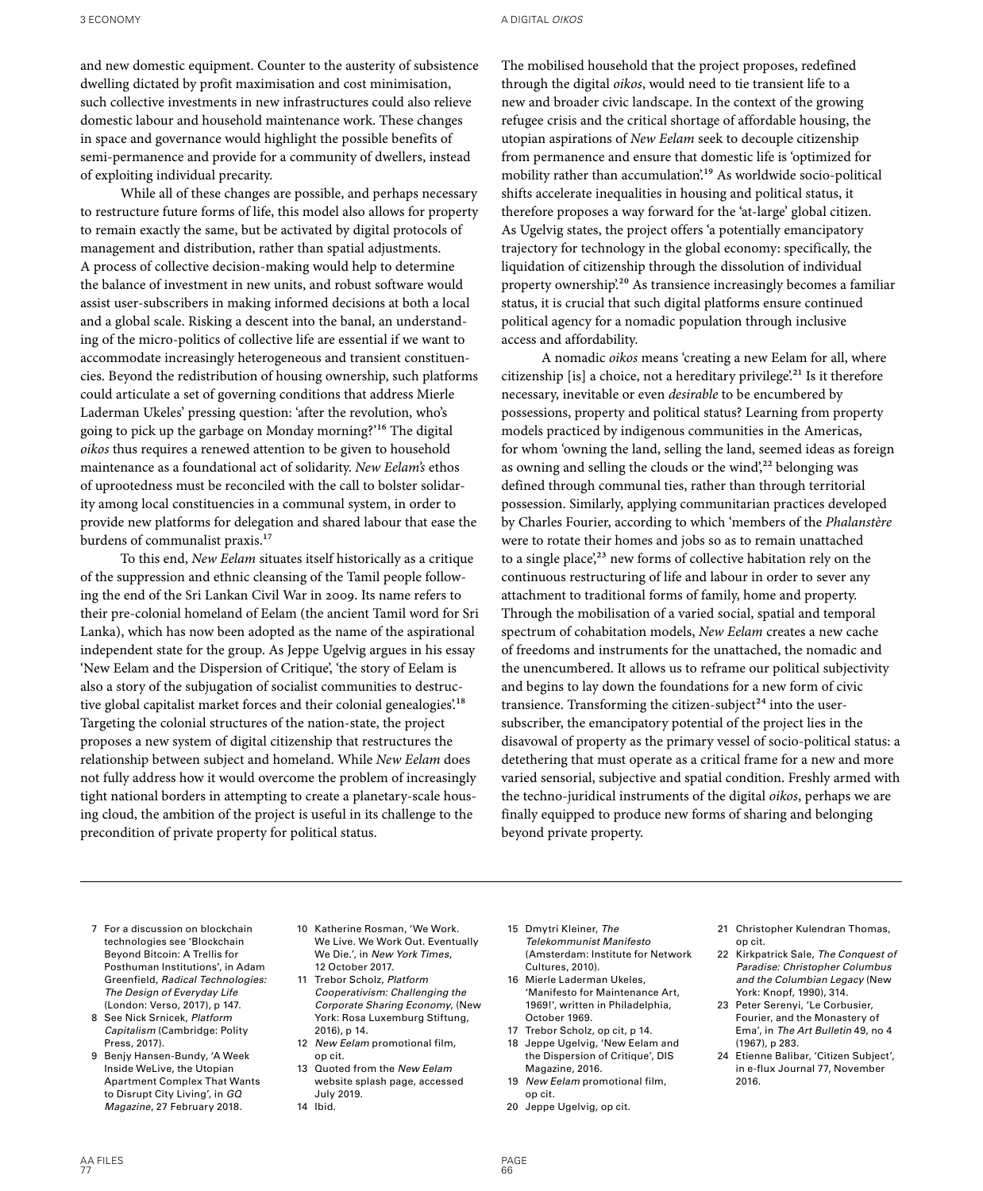and new domestic equipment. Counter to the austerity of subsistence dwelling dictated by profit maximisation and cost minimisation, such collective investments in new infrastructures could also relieve domestic labour and household maintenance work. These changes in space and governance would highlight the possible benefits of semi-permanence and provide for a community of dwellers, instead of exploiting individual precarity.

While all of these changes are possible, and perhaps necessary to restructure future forms of life, this model also allows for property to remain exactly the same, but be activated by digital protocols of management and distribution, rather than spatial adjustments. A process of collective decision-making would help to determine the balance of investment in new units, and robust software would assist user-subscribers in making informed decisions at both a local and a global scale. Risking a descent into the banal, an understanding of the micro-politics of collective life are essential if we want to accommodate increasingly heterogeneous and transient constituencies. Beyond the redistribution of housing ownership, such platforms could articulate a set of governing conditions that address Mierle Laderman Ukeles' pressing question: 'after the revolution, who's going to pick up the garbage on Monday morning?'[16] The digital *oikos* thus requires a renewed attention to be given to household maintenance as a foundational act of solidarity. *New Eelam's* ethos of uprootedness must be reconciled with the call to bolster solidarity among local constituencies in a communal system, in order to provide new platforms for delegation and shared labour that ease the burdens of communalist praxis.[17]

To this end, *New Eelam* situates itself historically as a critique of the suppression and ethnic cleansing of the Tamil people following the end of the Sri Lankan Civil War in 2009. Its name refers to their pre-colonial homeland of Eelam (the ancient Tamil word for Sri Lanka), which has now been adopted as the name of the aspirational independent state for the group. As Jeppe Ugelvig argues in his essay 'New Eelam and the Dispersion of Critique', 'the story of Eelam is also a story of the subjugation of socialist communities to destructive global capitalist market forces and their colonial genealogies'.[18] Targeting the colonial structures of the nation-state, the project proposes a new system of digital citizenship that restructures the relationship between subject and homeland. While *New Eelam* does not fully address how it would overcome the problem of increasingly tight national borders in attempting to create a planetary-scale housing cloud, the ambition of the project is useful in its challenge to the precondition of private property for political status.

The mobilised household that the project proposes, redefined through the digital *oikos*, would need to tie transient life to a new and broader civic landscape. In the context of the growing refugee crisis and the critical shortage of affordable housing, the utopian aspirations of *New Eelam* seek to decouple citizenship from permanence and ensure that domestic life is 'optimized for mobility rather than accumulation'.[19] As worldwide socio-political shifts accelerate inequalities in housing and political status, it therefore proposes a way forward for the 'at-large' global citizen. As Ugelvig states, the project offers 'a potentially emancipatory trajectory for technology in the global economy: specifically, the liquidation of citizenship through the dissolution of individual property ownership'.[20] As transience increasingly becomes a familiar status, it is crucial that such digital platforms ensure continued political agency for a nomadic population through inclusive access and affordability.

A nomadic *oikos* means 'creating a new Eelam for all, where citizenship [is] a choice, not a hereditary privilege'.[21] Is it therefore necessary, inevitable or even *desirable* to be encumbered by possessions, property and political status? Learning from property models practiced by indigenous communities in the Americas, for whom 'owning the land, selling the land, seemed ideas as foreign as owning and selling the clouds or the wind',[22] belonging was defined through communal ties, rather than through territorial possession. Similarly, applying communitarian practices developed by Charles Fourier, according to which 'members of the *Phalanstère* were to rotate their homes and jobs so as to remain unattached to a single place',[23] new forms of collective habitation rely on the continuous restructuring of life and labour in order to sever any attachment to traditional forms of family, home and property. Through the mobilisation of a varied social, spatial and temporal spectrum of cohabitation models, *New Eelam* creates a new cache of freedoms and instruments for the unattached, the nomadic and the unencumbered. It allows us to reframe our political subjectivity and begins to lay down the foundations for a new form of civic transience. Transforming the citizen-subject[24] into the user-subscriber, the emancipatory potential of the project lies in the disavowal of property as the primary vessel of socio-political status: a detethering that must operate as a critical frame for a new and more varied sensorial, subjective and spatial condition. Freshly armed with the techno-juridical instruments of the digital *oikos*, perhaps we are finally equipped to produce new forms of sharing and belonging beyond private property.

---

7. For a discussion on blockchain technologies see 'Blockchain Beyond Bitcoin: A Trellis for Posthuman Institutions', in Adam Greenfield, *Radical Technologies: The Design of Everyday Life* (London: Verso, 2017), p 147.
8. See Nick Srnicek, *Platform Capitalism* (Cambridge: Polity Press, 2017).
9. Benjy Hansen-Bundy, 'A Week Inside WeLive, the Utopian Apartment Complex That Wants to Disrupt City Living', in *GQ Magazine*, 27 February 2018.
10. Katherine Rosman, 'We Work. We Live. We Work Out. Eventually We Die.', in *New York Times*, 12 October 2017.
11. Trebor Scholz, *Platform Cooperativism: Challenging the Corporate Sharing Economy*, (New York: Rosa Luxemburg Stiftung, 2016), p 14.
12. *New Eelam* promotional film, op cit.
13. Quoted from the *New Eelam* website splash page, accessed July 2019.
14. Ibid.
15. Dmytri Kleiner, *The Telekommunist Manifesto* (Amsterdam: Institute for Network Cultures, 2010).
16. Mierle Laderman Ukeles, 'Manifesto for Maintenance Art, 1969!', written in Philadelphia, October 1969.
17. Trebor Scholz, op cit, p 14.
18. Jeppe Ugelvig, 'New Eelam and the Dispersion of Critique', DIS Magazine, 2016.
19. *New Eelam* promotional film, op cit.
20. Jeppe Ugelvig, op cit.
21. Christopher Kulendran Thomas, op cit.
22. Kirkpatrick Sale, *The Conquest of Paradise: Christopher Columbus and the Columbian Legacy* (New York: Knopf, 1990), 314.
23. Peter Serenyi, 'Le Corbusier, Fourier, and the Monastery of Ema', in *The Art Bulletin* 49, no 4 (1967), p 283.
24. Etienne Balibar, 'Citizen Subject', in e-flux Journal 77, November 2016.